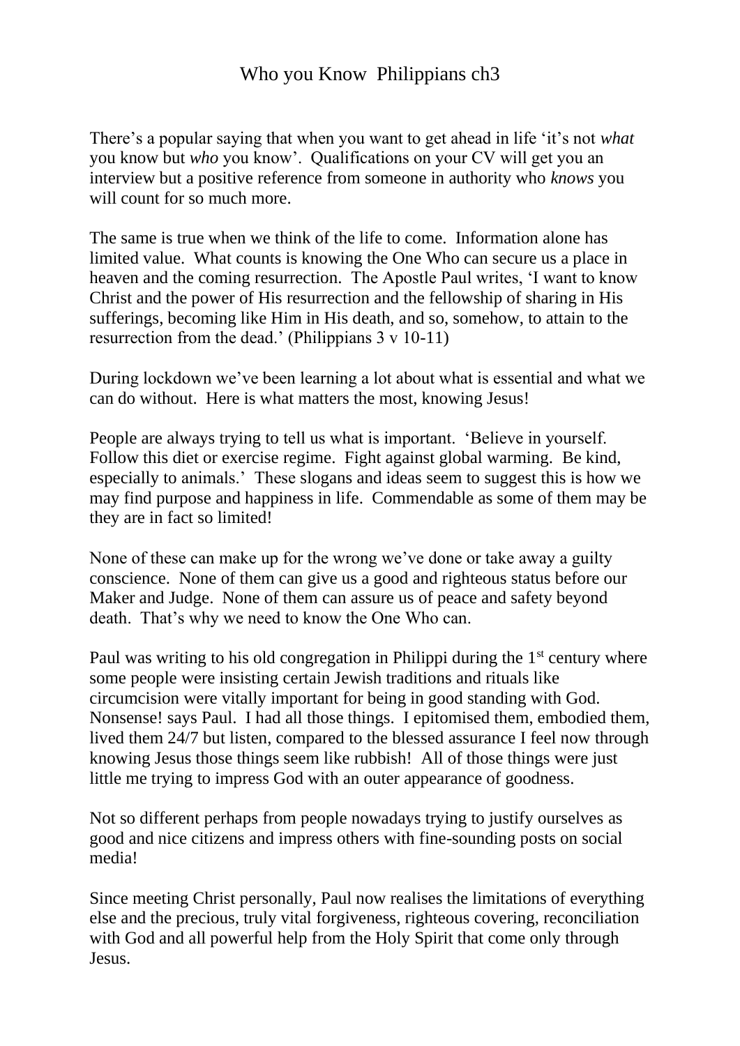# Who you Know  Philippians ch3

There's a popular saying that when you want to get ahead in life 'it's not *what* you know but *who* you know'. Qualifications on your CV will get you an interview but a positive reference from someone in authority who *knows* you will count for so much more.

The same is true when we think of the life to come. Information alone has limited value. What counts is knowing the One Who can secure us a place in heaven and the coming resurrection. The Apostle Paul writes, 'I want to know Christ and the power of His resurrection and the fellowship of sharing in His sufferings, becoming like Him in His death, and so, somehow, to attain to the resurrection from the dead.' (Philippians 3 v 10-11)

During lockdown we've been learning a lot about what is essential and what we can do without. Here is what matters the most, knowing Jesus!

People are always trying to tell us what is important. 'Believe in yourself. Follow this diet or exercise regime. Fight against global warming. Be kind, especially to animals.' These slogans and ideas seem to suggest this is how we may find purpose and happiness in life. Commendable as some of them may be they are in fact so limited!

None of these can make up for the wrong we've done or take away a guilty conscience. None of them can give us a good and righteous status before our Maker and Judge. None of them can assure us of peace and safety beyond death. That's why we need to know the One Who can.

Paul was writing to his old congregation in Philippi during the 1st century where some people were insisting certain Jewish traditions and rituals like circumcision were vitally important for being in good standing with God. Nonsense! says Paul. I had all those things. I epitomised them, embodied them, lived them 24/7 but listen, compared to the blessed assurance I feel now through knowing Jesus those things seem like rubbish! All of those things were just little me trying to impress God with an outer appearance of goodness.

Not so different perhaps from people nowadays trying to justify ourselves as good and nice citizens and impress others with fine-sounding posts on social media!

Since meeting Christ personally, Paul now realises the limitations of everything else and the precious, truly vital forgiveness, righteous covering, reconciliation with God and all powerful help from the Holy Spirit that come only through Jesus.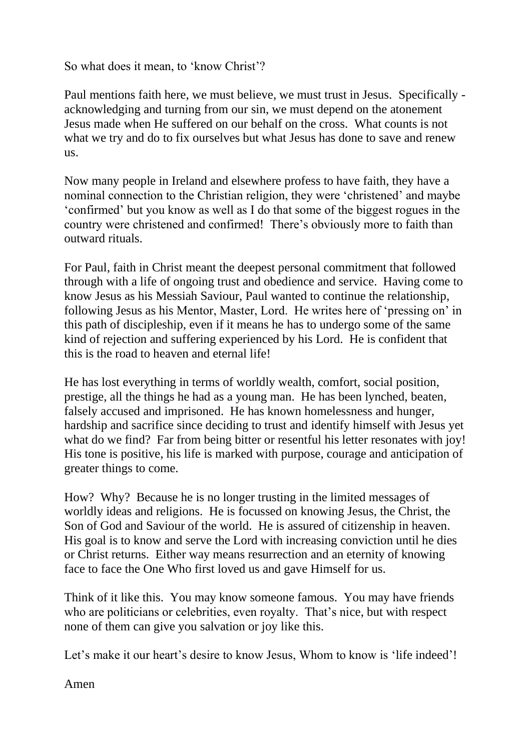So what does it mean, to 'know Christ'?

Paul mentions faith here, we must believe, we must trust in Jesus. Specifically - acknowledging and turning from our sin, we must depend on the atonement Jesus made when He suffered on our behalf on the cross. What counts is not what we try and do to fix ourselves but what Jesus has done to save and renew us.

Now many people in Ireland and elsewhere profess to have faith, they have a nominal connection to the Christian religion, they were 'christened' and maybe 'confirmed' but you know as well as I do that some of the biggest rogues in the country were christened and confirmed! There's obviously more to faith than outward rituals.

For Paul, faith in Christ meant the deepest personal commitment that followed through with a life of ongoing trust and obedience and service. Having come to know Jesus as his Messiah Saviour, Paul wanted to continue the relationship, following Jesus as his Mentor, Master, Lord. He writes here of 'pressing on' in this path of discipleship, even if it means he has to undergo some of the same kind of rejection and suffering experienced by his Lord. He is confident that this is the road to heaven and eternal life!

He has lost everything in terms of worldly wealth, comfort, social position, prestige, all the things he had as a young man. He has been lynched, beaten, falsely accused and imprisoned. He has known homelessness and hunger, hardship and sacrifice since deciding to trust and identify himself with Jesus yet what do we find? Far from being bitter or resentful his letter resonates with joy! His tone is positive, his life is marked with purpose, courage and anticipation of greater things to come.

How? Why? Because he is no longer trusting in the limited messages of worldly ideas and religions. He is focussed on knowing Jesus, the Christ, the Son of God and Saviour of the world. He is assured of citizenship in heaven. His goal is to know and serve the Lord with increasing conviction until he dies or Christ returns. Either way means resurrection and an eternity of knowing face to face the One Who first loved us and gave Himself for us.

Think of it like this. You may know someone famous. You may have friends who are politicians or celebrities, even royalty. That's nice, but with respect none of them can give you salvation or joy like this.

Let's make it our heart's desire to know Jesus, Whom to know is 'life indeed'!

Amen